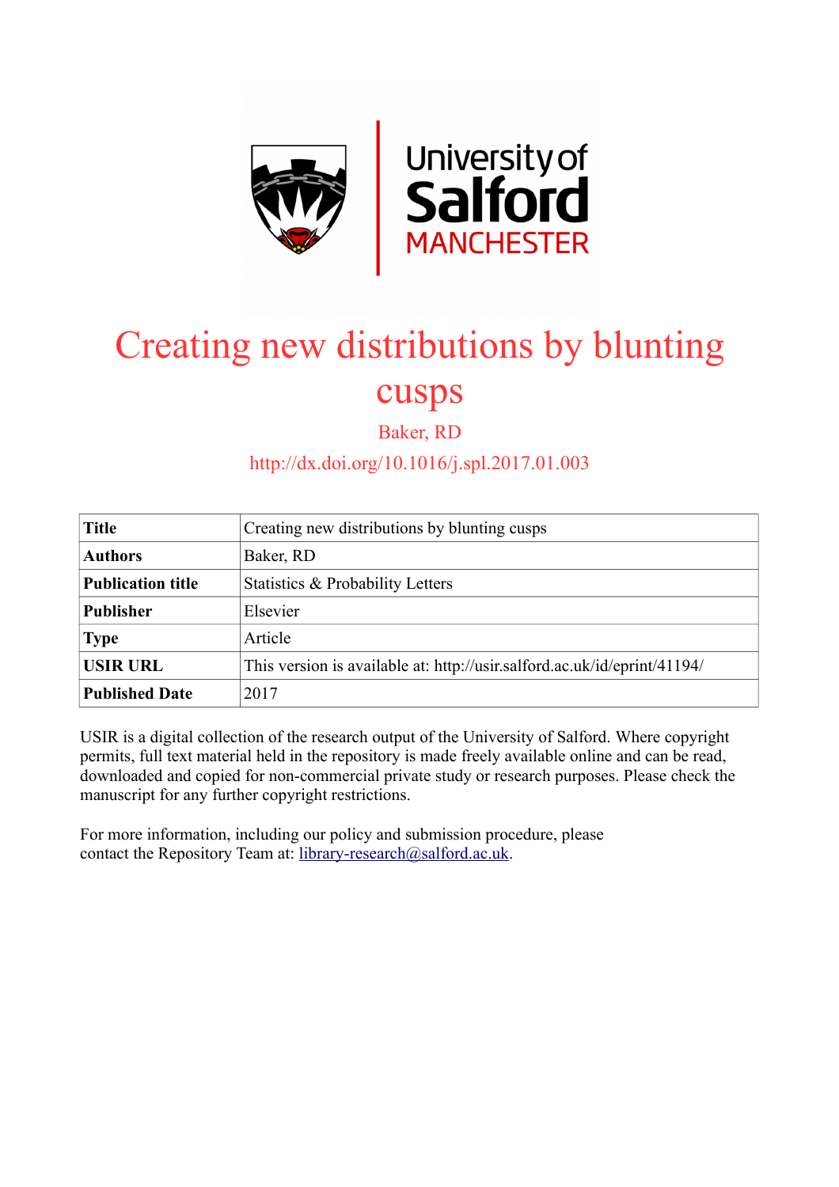# Creating new distributions by blunting cusps

Baker, RD

http://dx.doi.org/10.1016/j.spl.2017.01.003

| | |
|---|---|
| **Title** | Creating new distributions by blunting cusps |
| **Authors** | Baker, RD |
| **Publication title** | Statistics & Probability Letters |
| **Publisher** | Elsevier |
| **Type** | Article |
| **USIR URL** | This version is available at: http://usir.salford.ac.uk/id/eprint/41194/ |
| **Published Date** | 2017 |

USIR is a digital collection of the research output of the University of Salford. Where copyright permits, full text material held in the repository is made freely available online and can be read, downloaded and copied for non-commercial private study or research purposes. Please check the manuscript for any further copyright restrictions.

For more information, including our policy and submission procedure, please contact the Repository Team at: library-research@salford.ac.uk.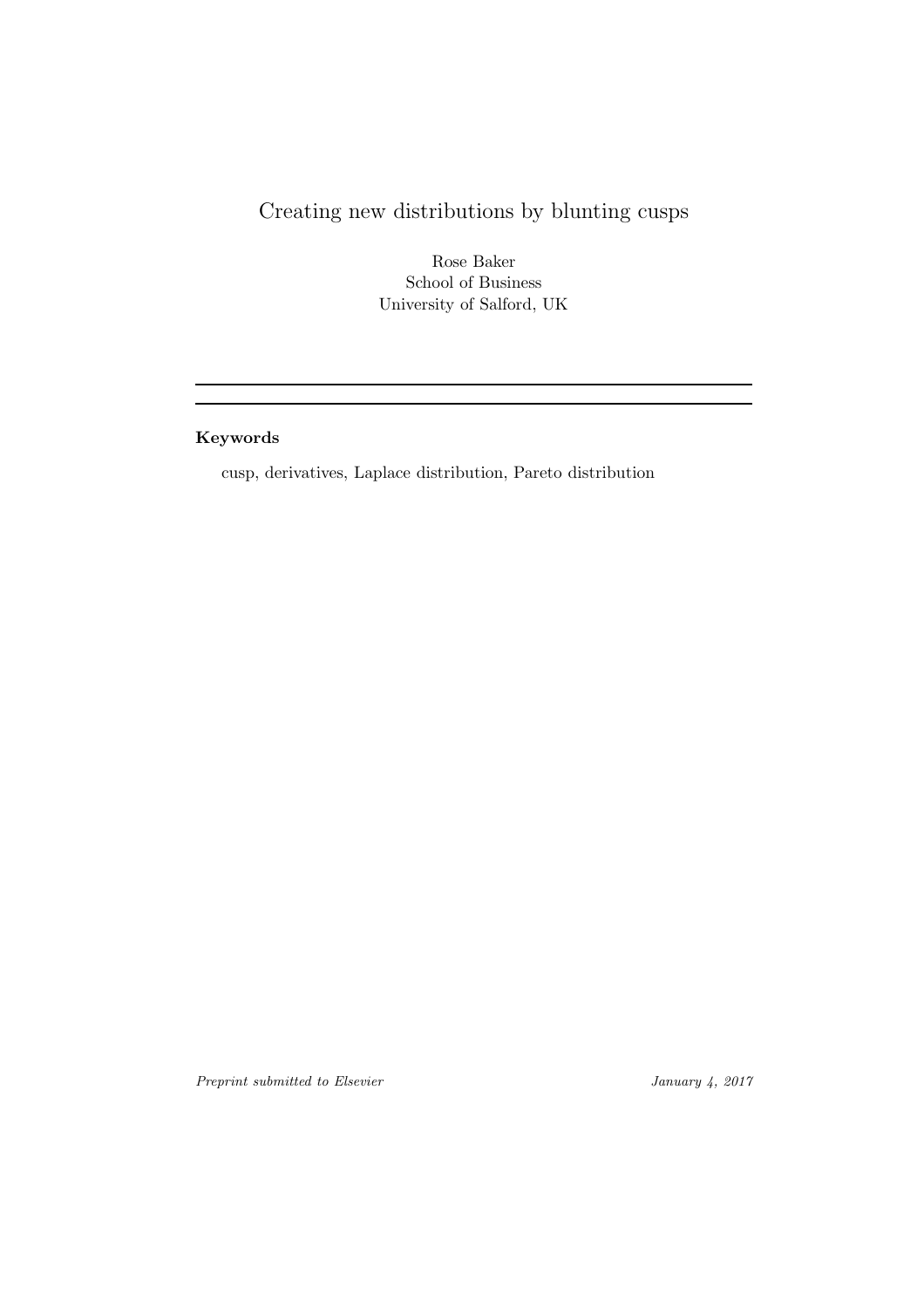# Creating new distributions by blunting cusps

Rose Baker
School of Business
University of Salford, UK

---

**Keywords**

cusp, derivatives, Laplace distribution, Pareto distribution

*Preprint submitted to Elsevier* *January 4, 2017*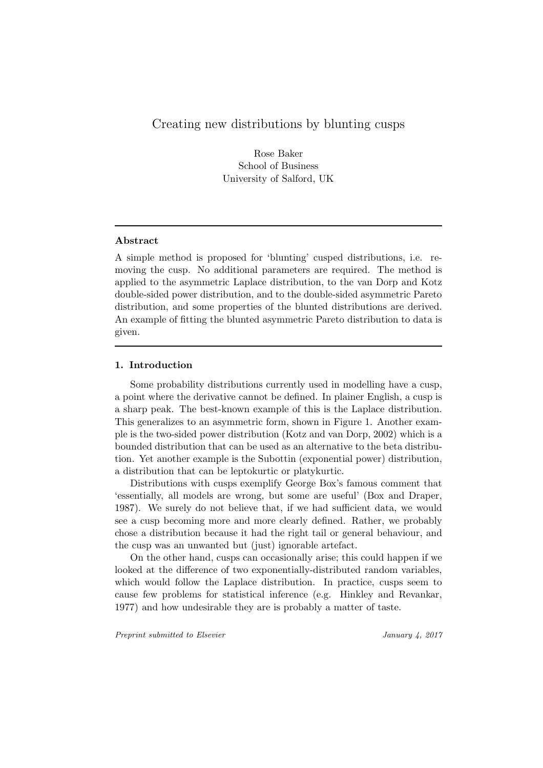# Creating new distributions by blunting cusps

Rose Baker
School of Business
University of Salford, UK

---

## Abstract

A simple method is proposed for 'blunting' cusped distributions, i.e. removing the cusp. No additional parameters are required. The method is applied to the asymmetric Laplace distribution, to the van Dorp and Kotz double-sided power distribution, and to the double-sided asymmetric Pareto distribution, and some properties of the blunted distributions are derived. An example of fitting the blunted asymmetric Pareto distribution to data is given.

---

### 1. Introduction

Some probability distributions currently used in modelling have a cusp, a point where the derivative cannot be defined. In plainer English, a cusp is a sharp peak. The best-known example of this is the Laplace distribution. This generalizes to an asymmetric form, shown in Figure 1. Another example is the two-sided power distribution (Kotz and van Dorp, 2002) which is a bounded distribution that can be used as an alternative to the beta distribution. Yet another example is the Subottin (exponential power) distribution, a distribution that can be leptokurtic or platykurtic.

Distributions with cusps exemplify George Box's famous comment that 'essentially, all models are wrong, but some are useful' (Box and Draper, 1987). We surely do not believe that, if we had sufficient data, we would see a cusp becoming more and more clearly defined. Rather, we probably chose a distribution because it had the right tail or general behaviour, and the cusp was an unwanted but (just) ignorable artefact.

On the other hand, cusps can occasionally arise; this could happen if we looked at the difference of two exponentially-distributed random variables, which would follow the Laplace distribution. In practice, cusps seem to cause few problems for statistical inference (e.g. Hinkley and Revankar, 1977) and how undesirable they are is probably a matter of taste.

*Preprint submitted to Elsevier* *January 4, 2017*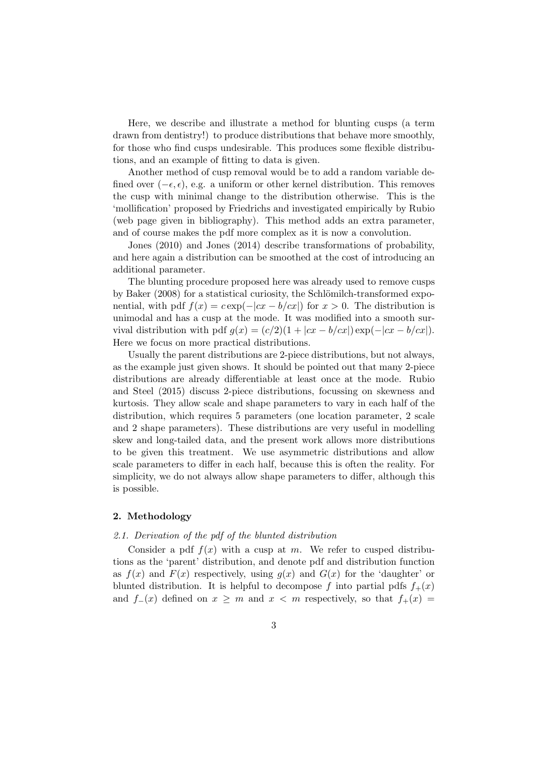Here, we describe and illustrate a method for blunting cusps (a term drawn from dentistry!) to produce distributions that behave more smoothly, for those who find cusps undesirable. This produces some flexible distributions, and an example of fitting to data is given.

Another method of cusp removal would be to add a random variable defined over $(-\epsilon, \epsilon)$, e.g. a uniform or other kernel distribution. This removes the cusp with minimal change to the distribution otherwise. This is the 'mollification' proposed by Friedrichs and investigated empirically by Rubio (web page given in bibliography). This method adds an extra parameter, and of course makes the pdf more complex as it is now a convolution.

Jones (2010) and Jones (2014) describe transformations of probability, and here again a distribution can be smoothed at the cost of introducing an additional parameter.

The blunting procedure proposed here was already used to remove cusps by Baker (2008) for a statistical curiosity, the Schlömilch-transformed exponential, with pdf $f(x) = c\exp(-|cx - b/cx|)$ for $x > 0$. The distribution is unimodal and has a cusp at the mode. It was modified into a smooth survival distribution with pdf $g(x) = (c/2)(1 + |cx - b/cx|)\exp(-|cx - b/cx|)$. Here we focus on more practical distributions.

Usually the parent distributions are 2-piece distributions, but not always, as the example just given shows. It should be pointed out that many 2-piece distributions are already differentiable at least once at the mode. Rubio and Steel (2015) discuss 2-piece distributions, focussing on skewness and kurtosis. They allow scale and shape parameters to vary in each half of the distribution, which requires 5 parameters (one location parameter, 2 scale and 2 shape parameters). These distributions are very useful in modelling skew and long-tailed data, and the present work allows more distributions to be given this treatment. We use asymmetric distributions and allow scale parameters to differ in each half, because this is often the reality. For simplicity, we do not always allow shape parameters to differ, although this is possible.

## 2. Methodology

### *2.1. Derivation of the pdf of the blunted distribution*

Consider a pdf $f(x)$ with a cusp at $m$. We refer to cusped distributions as the 'parent' distribution, and denote pdf and distribution function as $f(x)$ and $F(x)$ respectively, using $g(x)$ and $G(x)$ for the 'daughter' or blunted distribution. It is helpful to decompose $f$ into partial pdfs $f_+(x)$ and $f_-(x)$ defined on $x \geq m$ and $x < m$ respectively, so that $f_+(x) =$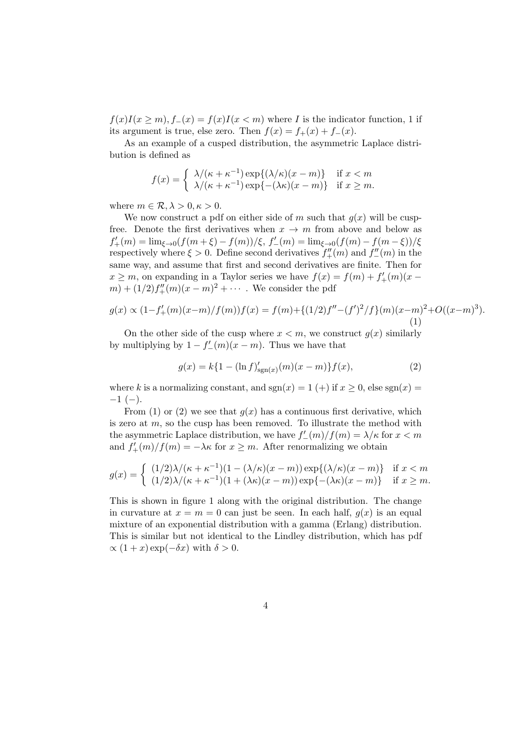$f(x)I(x \geq m), f_-(x) = f(x)I(x < m)$ where $I$ is the indicator function, 1 if its argument is true, else zero. Then $f(x) = f_+(x) + f_-(x)$.

As an example of a cusped distribution, the asymmetric Laplace distribution is defined as

$$f(x) = \begin{cases} \lambda/(\kappa + \kappa^{-1}) \exp\{(\lambda/\kappa)(x - m)\} & \text{if } x < m \\ \lambda/(\kappa + \kappa^{-1}) \exp\{-(\lambda\kappa)(x - m)\} & \text{if } x \geq m. \end{cases}$$

where $m \in \mathcal{R}, \lambda > 0, \kappa > 0$.

We now construct a pdf on either side of $m$ such that $g(x)$ will be cusp-free. Denote the first derivatives when $x \to m$ from above and below as $f'_+(m) = \lim_{\xi \to 0}(f(m + \xi) - f(m))/\xi$, $f'_-(m) = \lim_{\xi \to 0}(f(m) - f(m - \xi))/\xi$ respectively where $\xi > 0$. Define second derivatives $f''_+(m)$ and $f''_-(m)$ in the same way, and assume that first and second derivatives are finite. Then for $x \geq m$, on expanding in a Taylor series we have $f(x) = f(m) + f'_+(m)(x - m) + (1/2)f''_+(m)(x - m)^2 + \cdots$ . We consider the pdf

$$g(x) \propto (1 - f'_+(m)(x - m)/f(m))f(x) = f(m) + \{(1/2)f'' - (f')^2/f\}(m)(x - m)^2 + O((x - m)^3). \tag{1}$$

On the other side of the cusp where $x < m$, we construct $g(x)$ similarly by multiplying by $1 - f'_-(m)(x - m)$. Thus we have that

$$g(x) = k\{1 - (\ln f)'_{\text{sgn}(x)}(m)(x - m)\}f(x), \tag{2}$$

where $k$ is a normalizing constant, and $\text{sgn}(x) = 1$ $(+)$ if $x \geq 0$, else $\text{sgn}(x) = -1$ $(-)$.

From (1) or (2) we see that $g(x)$ has a continuous first derivative, which is zero at $m$, so the cusp has been removed. To illustrate the method with the asymmetric Laplace distribution, we have $f'_-(m)/f(m) = \lambda/\kappa$ for $x < m$ and $f'_+(m)/f(m) = -\lambda\kappa$ for $x \geq m$. After renormalizing we obtain

$$g(x) = \begin{cases} (1/2)\lambda/(\kappa + \kappa^{-1})(1 - (\lambda/\kappa)(x - m)) \exp\{(\lambda/\kappa)(x - m)\} & \text{if } x < m \\ (1/2)\lambda/(\kappa + \kappa^{-1})(1 + (\lambda\kappa)(x - m)) \exp\{-(\lambda\kappa)(x - m)\} & \text{if } x \geq m. \end{cases}$$

This is shown in figure 1 along with the original distribution. The change in curvature at $x = m = 0$ can just be seen. In each half, $g(x)$ is an equal mixture of an exponential distribution with a gamma (Erlang) distribution. This is similar but not identical to the Lindley distribution, which has pdf $\propto (1 + x)\exp(-\delta x)$ with $\delta > 0$.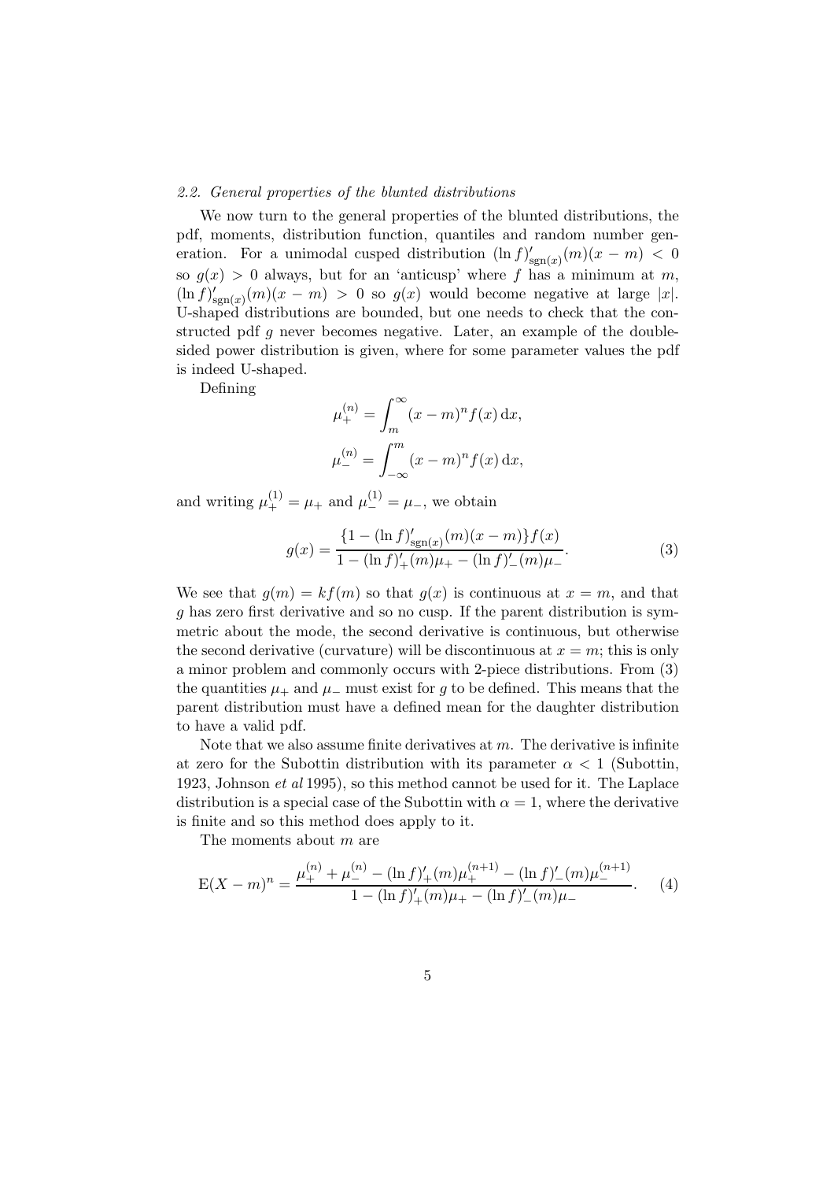### *2.2. General properties of the blunted distributions*

We now turn to the general properties of the blunted distributions, the pdf, moments, distribution function, quantiles and random number generation. For a unimodal cusped distribution $(\ln f)'_{\mathrm{sgn}(x)}(m)(x-m) < 0$ so $g(x) > 0$ always, but for an 'anticusp' where $f$ has a minimum at $m$, $(\ln f)'_{\mathrm{sgn}(x)}(m)(x-m) > 0$ so $g(x)$ would become negative at large $|x|$. U-shaped distributions are bounded, but one needs to check that the constructed pdf $g$ never becomes negative. Later, an example of the double-sided power distribution is given, where for some parameter values the pdf is indeed U-shaped.

Defining

$$\mu_+^{(n)} = \int_m^\infty (x-m)^n f(x)\,\mathrm{d}x,$$

$$\mu_-^{(n)} = \int_{-\infty}^m (x-m)^n f(x)\,\mathrm{d}x,$$

and writing $\mu_+^{(1)} = \mu_+$ and $\mu_-^{(1)} = \mu_-$, we obtain

$$g(x) = \frac{\{1 - (\ln f)'_{\mathrm{sgn}(x)}(m)(x-m)\}f(x)}{1 - (\ln f)'_+(m)\mu_+ - (\ln f)'_-(m)\mu_-}. \tag{3}$$

We see that $g(m) = kf(m)$ so that $g(x)$ is continuous at $x = m$, and that $g$ has zero first derivative and so no cusp. If the parent distribution is symmetric about the mode, the second derivative is continuous, but otherwise the second derivative (curvature) will be discontinuous at $x = m$; this is only a minor problem and commonly occurs with 2-piece distributions. From (3) the quantities $\mu_+$ and $\mu_-$ must exist for $g$ to be defined. This means that the parent distribution must have a defined mean for the daughter distribution to have a valid pdf.

Note that we also assume finite derivatives at $m$. The derivative is infinite at zero for the Subottin distribution with its parameter $\alpha < 1$ (Subottin, 1923, Johnson *et al* 1995), so this method cannot be used for it. The Laplace distribution is a special case of the Subottin with $\alpha = 1$, where the derivative is finite and so this method does apply to it.

The moments about $m$ are

$$\mathrm{E}(X-m)^n = \frac{\mu_+^{(n)} + \mu_-^{(n)} - (\ln f)'_+(m)\mu_+^{(n+1)} - (\ln f)'_-(m)\mu_-^{(n+1)}}{1 - (\ln f)'_+(m)\mu_+ - (\ln f)'_-(m)\mu_-}. \tag{4}$$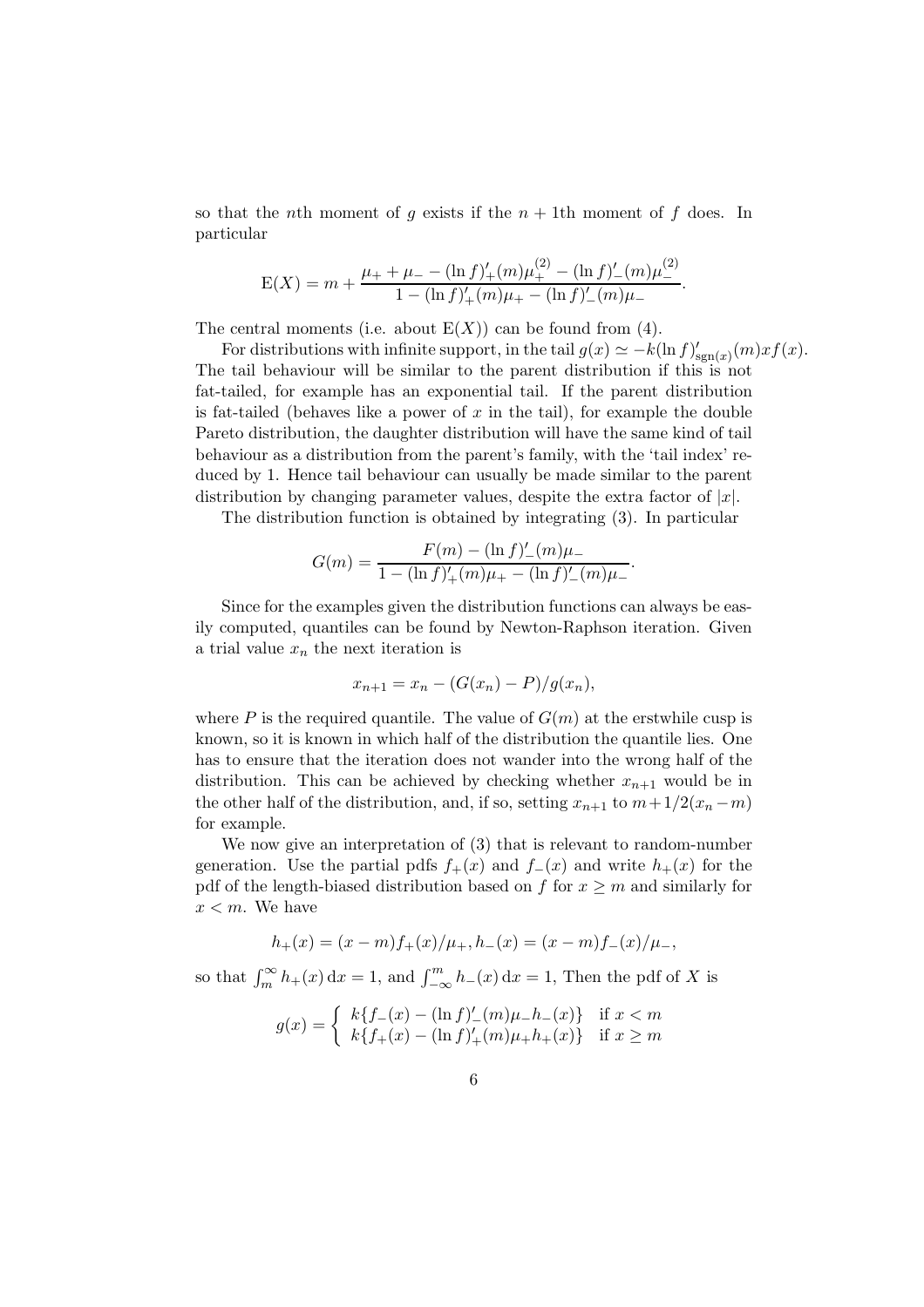so that the $n$th moment of $g$ exists if the $n+1$th moment of $f$ does. In particular

$$\mathrm{E}(X) = m + \frac{\mu_+ + \mu_- - (\ln f)'_+(m)\mu_+^{(2)} - (\ln f)'_-(m)\mu_-^{(2)}}{1 - (\ln f)'_+(m)\mu_+ - (\ln f)'_-(m)\mu_-}.$$

The central moments (i.e. about $\mathrm{E}(X)$) can be found from (4).

For distributions with infinite support, in the tail $g(x) \simeq -k(\ln f)'_{\mathrm{sgn}(x)}(m)xf(x)$. The tail behaviour will be similar to the parent distribution if this is not fat-tailed, for example has an exponential tail. If the parent distribution is fat-tailed (behaves like a power of $x$ in the tail), for example the double Pareto distribution, the daughter distribution will have the same kind of tail behaviour as a distribution from the parent's family, with the 'tail index' reduced by 1. Hence tail behaviour can usually be made similar to the parent distribution by changing parameter values, despite the extra factor of $|x|$.

The distribution function is obtained by integrating (3). In particular

$$G(m) = \frac{F(m) - (\ln f)'_-(m)\mu_-}{1 - (\ln f)'_+(m)\mu_+ - (\ln f)'_-(m)\mu_-}.$$

Since for the examples given the distribution functions can always be easily computed, quantiles can be found by Newton-Raphson iteration. Given a trial value $x_n$ the next iteration is

$$x_{n+1} = x_n - (G(x_n) - P)/g(x_n),$$

where $P$ is the required quantile. The value of $G(m)$ at the erstwhile cusp is known, so it is known in which half of the distribution the quantile lies. One has to ensure that the iteration does not wander into the wrong half of the distribution. This can be achieved by checking whether $x_{n+1}$ would be in the other half of the distribution, and, if so, setting $x_{n+1}$ to $m + 1/2(x_n - m)$ for example.

We now give an interpretation of (3) that is relevant to random-number generation. Use the partial pdfs $f_+(x)$ and $f_-(x)$ and write $h_+(x)$ for the pdf of the length-biased distribution based on $f$ for $x \geq m$ and similarly for $x < m$. We have

$$h_+(x) = (x-m)f_+(x)/\mu_+, h_-(x) = (x-m)f_-(x)/\mu_-,$$

so that $\int_m^\infty h_+(x)\,\mathrm{d}x = 1$, and $\int_{-\infty}^m h_-(x)\,\mathrm{d}x = 1$, Then the pdf of $X$ is

$$g(x) = \begin{cases} k\{f_-(x) - (\ln f)'_-(m)\mu_- h_-(x)\} & \text{if } x < m \\ k\{f_+(x) - (\ln f)'_+(m)\mu_+ h_+(x)\} & \text{if } x \geq m \end{cases}$$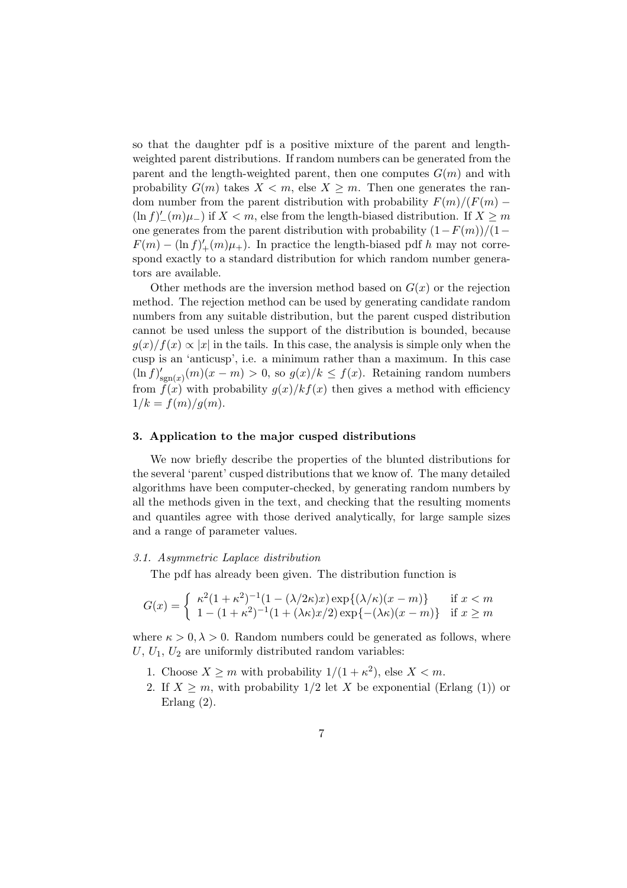so that the daughter pdf is a positive mixture of the parent and length-weighted parent distributions. If random numbers can be generated from the parent and the length-weighted parent, then one computes $G(m)$ and with probability $G(m)$ takes $X < m$, else $X \geq m$. Then one generates the random number from the parent distribution with probability $F(m)/(F(m) - (\ln f)'_{-}(m)\mu_{-})$ if $X < m$, else from the length-biased distribution. If $X \geq m$ one generates from the parent distribution with probability $(1-F(m))/(1-F(m) - (\ln f)'_{+}(m)\mu_{+})$. In practice the length-biased pdf $h$ may not correspond exactly to a standard distribution for which random number generators are available.

Other methods are the inversion method based on $G(x)$ or the rejection method. The rejection method can be used by generating candidate random numbers from any suitable distribution, but the parent cusped distribution cannot be used unless the support of the distribution is bounded, because $g(x)/f(x) \propto |x|$ in the tails. In this case, the analysis is simple only when the cusp is an 'anticusp', i.e. a minimum rather than a maximum. In this case $(\ln f)'_{\mathrm{sgn}(x)}(m)(x-m) > 0$, so $g(x)/k \leq f(x)$. Retaining random numbers from $f(x)$ with probability $g(x)/kf(x)$ then gives a method with efficiency $1/k = f(m)/g(m)$.

## 3. Application to the major cusped distributions

We now briefly describe the properties of the blunted distributions for the several 'parent' cusped distributions that we know of. The many detailed algorithms have been computer-checked, by generating random numbers by all the methods given in the text, and checking that the resulting moments and quantiles agree with those derived analytically, for large sample sizes and a range of parameter values.

### *3.1. Asymmetric Laplace distribution*

The pdf has already been given. The distribution function is

$$G(x) = \begin{cases} \kappa^2(1+\kappa^2)^{-1}(1-(\lambda/2\kappa)x)\exp\{(\lambda/\kappa)(x-m)\} & \text{if } x < m \\ 1-(1+\kappa^2)^{-1}(1+(\lambda\kappa)x/2)\exp\{-(\lambda\kappa)(x-m)\} & \text{if } x \geq m \end{cases}$$

where $\kappa > 0, \lambda > 0$. Random numbers could be generated as follows, where $U$, $U_1$, $U_2$ are uniformly distributed random variables:

1. Choose $X \geq m$ with probability $1/(1+\kappa^2)$, else $X < m$.
2. If $X \geq m$, with probability $1/2$ let $X$ be exponential (Erlang (1)) or Erlang (2).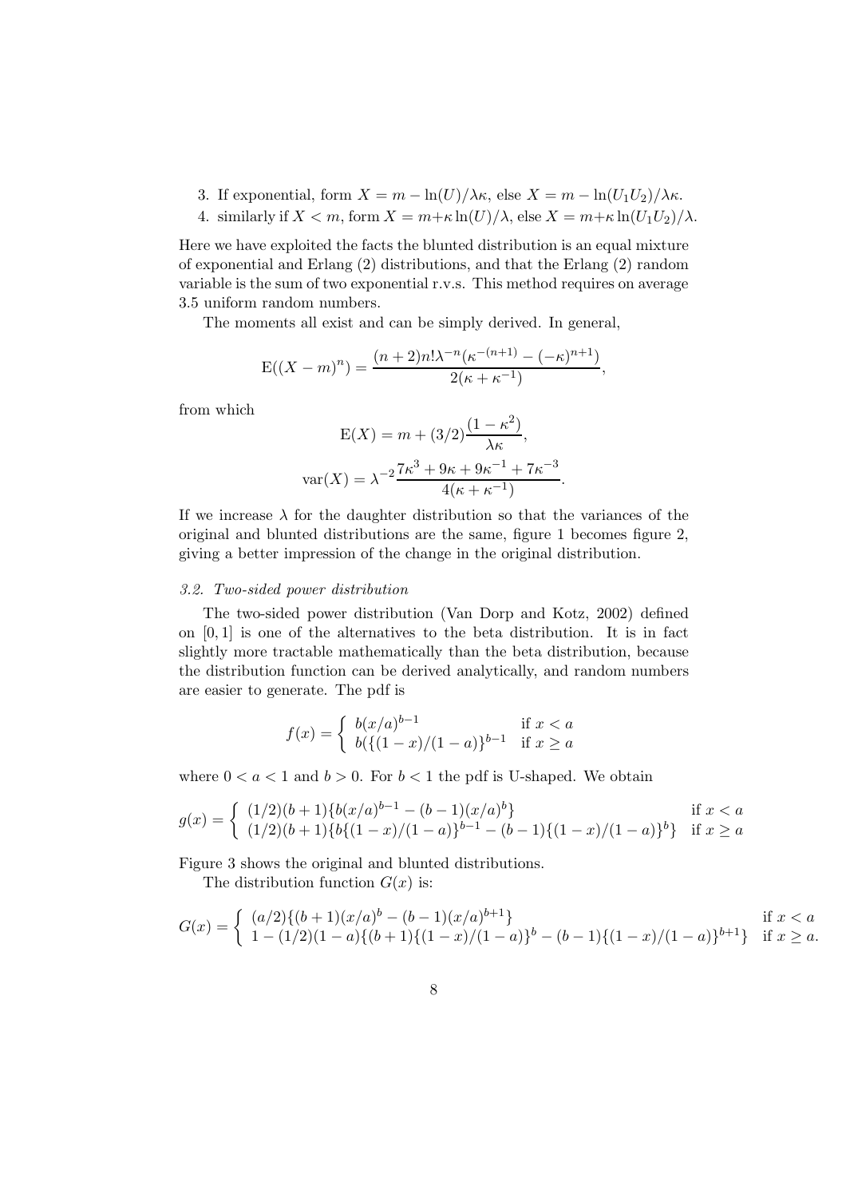3. If exponential, form $X = m - \ln(U)/\lambda\kappa$, else $X = m - \ln(U_1 U_2)/\lambda\kappa$.
4. similarly if $X < m$, form $X = m + \kappa \ln(U)/\lambda$, else $X = m + \kappa \ln(U_1 U_2)/\lambda$.

Here we have exploited the facts the blunted distribution is an equal mixture of exponential and Erlang (2) distributions, and that the Erlang (2) random variable is the sum of two exponential r.v.s. This method requires on average 3.5 uniform random numbers.

The moments all exist and can be simply derived. In general,

$$\mathrm{E}((X-m)^n) = \frac{(n+2)n!\lambda^{-n}(\kappa^{-(n+1)} - (-\kappa)^{n+1})}{2(\kappa + \kappa^{-1})},$$

from which

$$\mathrm{E}(X) = m + (3/2)\frac{(1-\kappa^2)}{\lambda\kappa},$$

$$\mathrm{var}(X) = \lambda^{-2}\frac{7\kappa^3 + 9\kappa + 9\kappa^{-1} + 7\kappa^{-3}}{4(\kappa + \kappa^{-1})}.$$

If we increase $\lambda$ for the daughter distribution so that the variances of the original and blunted distributions are the same, figure 1 becomes figure 2, giving a better impression of the change in the original distribution.

### *3.2. Two-sided power distribution*

The two-sided power distribution (Van Dorp and Kotz, 2002) defined on $[0, 1]$ is one of the alternatives to the beta distribution. It is in fact slightly more tractable mathematically than the beta distribution, because the distribution function can be derived analytically, and random numbers are easier to generate. The pdf is

$$f(x) = \begin{cases} b(x/a)^{b-1} & \text{if } x < a \\ b(\{(1-x)/(1-a)\}^{b-1} & \text{if } x \geq a \end{cases}$$

where $0 < a < 1$ and $b > 0$. For $b < 1$ the pdf is U-shaped. We obtain

$$g(x) = \begin{cases} (1/2)(b+1)\{b(x/a)^{b-1} - (b-1)(x/a)^b\} & \text{if } x < a \\ (1/2)(b+1)\{b\{(1-x)/(1-a)\}^{b-1} - (b-1)\{(1-x)/(1-a)\}^b\} & \text{if } x \geq a \end{cases}$$

Figure 3 shows the original and blunted distributions.

The distribution function $G(x)$ is:

$$G(x) = \begin{cases} (a/2)\{(b+1)(x/a)^b - (b-1)(x/a)^{b+1}\} & \text{if } x < a \\ 1 - (1/2)(1-a)\{(b+1)\{(1-x)/(1-a)\}^b - (b-1)\{(1-x)/(1-a)\}^{b+1}\} & \text{if } x \geq a. \end{cases}$$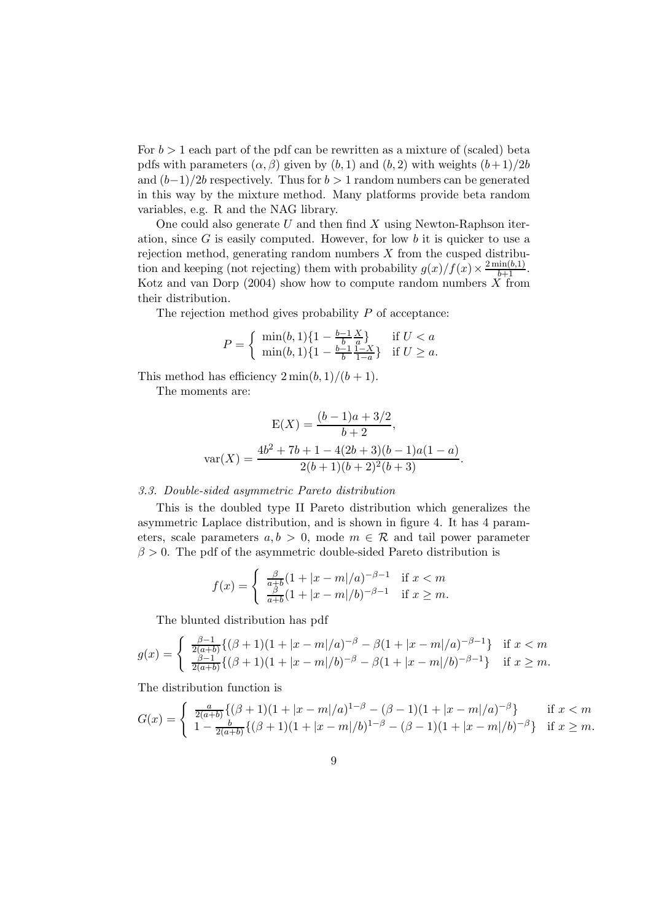For $b > 1$ each part of the pdf can be rewritten as a mixture of (scaled) beta pdfs with parameters $(\alpha, \beta)$ given by $(b, 1)$ and $(b, 2)$ with weights $(b+1)/2b$ and $(b-1)/2b$ respectively. Thus for $b > 1$ random numbers can be generated in this way by the mixture method. Many platforms provide beta random variables, e.g. R and the NAG library.

One could also generate $U$ and then find $X$ using Newton-Raphson iteration, since $G$ is easily computed. However, for low $b$ it is quicker to use a rejection method, generating random numbers $X$ from the cusped distribution and keeping (not rejecting) them with probability $g(x)/f(x) \times \frac{2\min(b,1)}{b+1}$. Kotz and van Dorp (2004) show how to compute random numbers $X$ from their distribution.

The rejection method gives probability $P$ of acceptance:

$$P = \begin{cases} \min(b, 1)\{1 - \frac{b-1}{b}\frac{X}{a}\} & \text{if } U < a \\ \min(b, 1)\{1 - \frac{b-1}{b}\frac{1-X}{1-a}\} & \text{if } U \geq a. \end{cases}$$

This method has efficiency $2\min(b, 1)/(b + 1)$.

The moments are:

$$\mathrm{E}(X) = \frac{(b-1)a + 3/2}{b+2},$$

$$\mathrm{var}(X) = \frac{4b^2 + 7b + 1 - 4(2b+3)(b-1)a(1-a)}{2(b+1)(b+2)^2(b+3)}.$$

### *3.3. Double-sided asymmetric Pareto distribution*

This is the doubled type II Pareto distribution which generalizes the asymmetric Laplace distribution, and is shown in figure 4. It has 4 parameters, scale parameters $a, b > 0$, mode $m \in \mathcal{R}$ and tail power parameter $\beta > 0$. The pdf of the asymmetric double-sided Pareto distribution is

$$f(x) = \begin{cases} \frac{\beta}{a+b}(1 + |x-m|/a)^{-\beta-1} & \text{if } x < m \\ \frac{\beta}{a+b}(1 + |x-m|/b)^{-\beta-1} & \text{if } x \geq m. \end{cases}$$

The blunted distribution has pdf

$$g(x) = \begin{cases} \frac{\beta-1}{2(a+b)}\{(\beta+1)(1 + |x-m|/a)^{-\beta} - \beta(1 + |x-m|/a)^{-\beta-1}\} & \text{if } x < m \\ \frac{\beta-1}{2(a+b)}\{(\beta+1)(1 + |x-m|/b)^{-\beta} - \beta(1 + |x-m|/b)^{-\beta-1}\} & \text{if } x \geq m. \end{cases}$$

The distribution function is

$$G(x) = \begin{cases} \frac{a}{2(a+b)}\{(\beta+1)(1 + |x-m|/a)^{1-\beta} - (\beta-1)(1 + |x-m|/a)^{-\beta}\} & \text{if } x < m \\ 1 - \frac{b}{2(a+b)}\{(\beta+1)(1 + |x-m|/b)^{1-\beta} - (\beta-1)(1 + |x-m|/b)^{-\beta}\} & \text{if } x \geq m. \end{cases}$$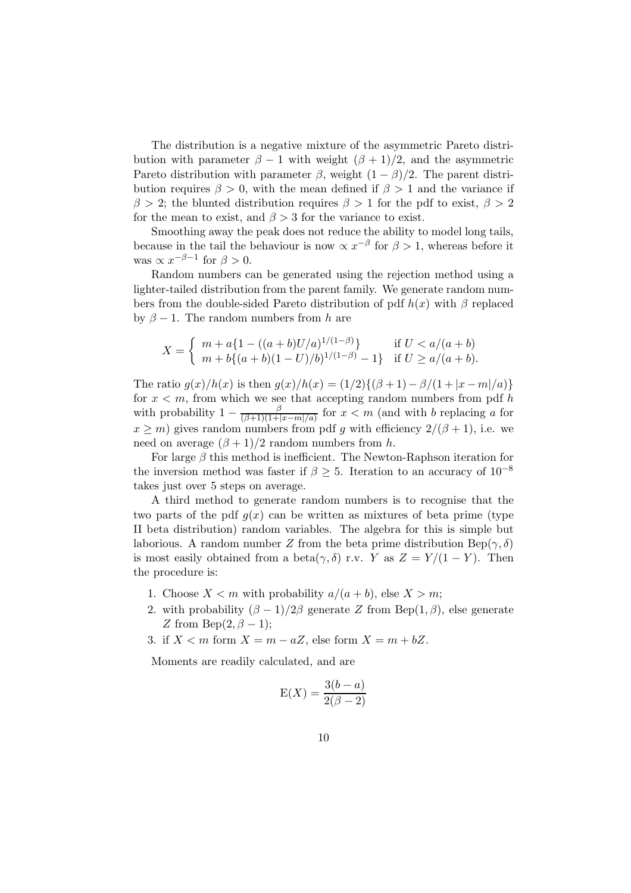The distribution is a negative mixture of the asymmetric Pareto distribution with parameter $\beta - 1$ with weight $(\beta + 1)/2$, and the asymmetric Pareto distribution with parameter $\beta$, weight $(1 - \beta)/2$. The parent distribution requires $\beta > 0$, with the mean defined if $\beta > 1$ and the variance if $\beta > 2$; the blunted distribution requires $\beta > 1$ for the pdf to exist, $\beta > 2$ for the mean to exist, and $\beta > 3$ for the variance to exist.

Smoothing away the peak does not reduce the ability to model long tails, because in the tail the behaviour is now $\propto x^{-\beta}$ for $\beta > 1$, whereas before it was $\propto x^{-\beta-1}$ for $\beta > 0$.

Random numbers can be generated using the rejection method using a lighter-tailed distribution from the parent family. We generate random numbers from the double-sided Pareto distribution of pdf $h(x)$ with $\beta$ replaced by $\beta - 1$. The random numbers from $h$ are

$$X = \begin{cases} m + a\{1 - ((a+b)U/a)^{1/(1-\beta)}\} & \text{if } U < a/(a+b) \\ m + b\{(a+b)(1-U)/b)^{1/(1-\beta)} - 1\} & \text{if } U \geq a/(a+b). \end{cases}$$

The ratio $g(x)/h(x)$ is then $g(x)/h(x) = (1/2)\{(\beta+1) - \beta/(1 + |x - m|/a)\}$ for $x < m$, from which we see that accepting random numbers from pdf $h$ with probability $1 - \frac{\beta}{(\beta+1)(1+|x-m|/a)}$ for $x < m$ (and with $b$ replacing $a$ for $x \geq m$) gives random numbers from pdf $g$ with efficiency $2/(\beta + 1)$, i.e. we need on average $(\beta + 1)/2$ random numbers from $h$.

For large $\beta$ this method is inefficient. The Newton-Raphson iteration for the inversion method was faster if $\beta \geq 5$. Iteration to an accuracy of $10^{-8}$ takes just over 5 steps on average.

A third method to generate random numbers is to recognise that the two parts of the pdf $g(x)$ can be written as mixtures of beta prime (type II beta distribution) random variables. The algebra for this is simple but laborious. A random number $Z$ from the beta prime distribution $\text{Bep}(\gamma, \delta)$ is most easily obtained from a beta$(\gamma, \delta)$ r.v. $Y$ as $Z = Y/(1 - Y)$. Then the procedure is:

1. Choose $X < m$ with probability $a/(a + b)$, else $X > m$;
2. with probability $(\beta - 1)/2\beta$ generate $Z$ from $\text{Bep}(1, \beta)$, else generate $Z$ from $\text{Bep}(2, \beta - 1)$;
3. if $X < m$ form $X = m - aZ$, else form $X = m + bZ$.

Moments are readily calculated, and are

$$\text{E}(X) = \frac{3(b - a)}{2(\beta - 2)}$$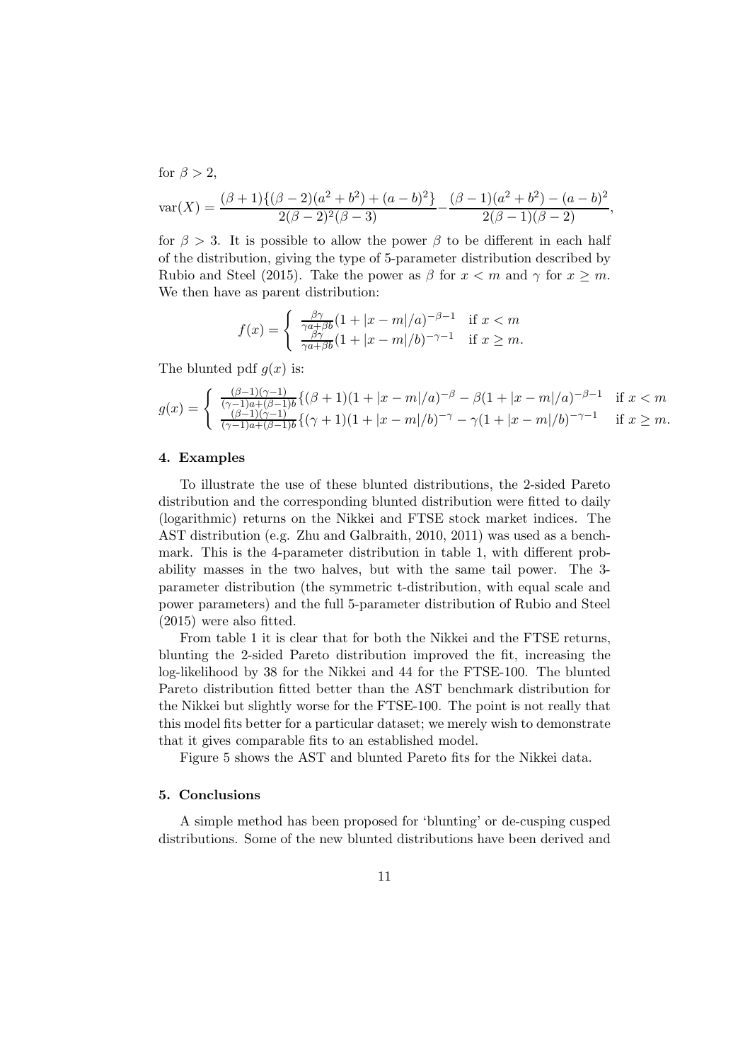for $\beta > 2$,

$$\text{var}(X) = \frac{(\beta+1)\{(\beta-2)(a^2+b^2)+(a-b)^2\}}{2(\beta-2)^2(\beta-3)} - \frac{(\beta-1)(a^2+b^2)-(a-b)^2}{2(\beta-1)(\beta-2)},$$

for $\beta > 3$. It is possible to allow the power $\beta$ to be different in each half of the distribution, giving the type of 5-parameter distribution described by Rubio and Steel (2015). Take the power as $\beta$ for $x < m$ and $\gamma$ for $x \geq m$. We then have as parent distribution:

$$f(x) = \begin{cases} \frac{\beta\gamma}{\gamma a+\beta b}(1+|x-m|/a)^{-\beta-1} & \text{if } x < m \\ \frac{\beta\gamma}{\gamma a+\beta b}(1+|x-m|/b)^{-\gamma-1} & \text{if } x \geq m. \end{cases}$$

The blunted pdf $g(x)$ is:

$$g(x) = \begin{cases} \frac{(\beta-1)(\gamma-1)}{(\gamma-1)a+(\beta-1)b}\{(\beta+1)(1+|x-m|/a)^{-\beta} - \beta(1+|x-m|/a)^{-\beta-1} & \text{if } x < m \\ \frac{(\beta-1)(\gamma-1)}{(\gamma-1)a+(\beta-1)b}\{(\gamma+1)(1+|x-m|/b)^{-\gamma} - \gamma(1+|x-m|/b)^{-\gamma-1} & \text{if } x \geq m. \end{cases}$$

## 4. Examples

To illustrate the use of these blunted distributions, the 2-sided Pareto distribution and the corresponding blunted distribution were fitted to daily (logarithmic) returns on the Nikkei and FTSE stock market indices. The AST distribution (e.g. Zhu and Galbraith, 2010, 2011) was used as a benchmark. This is the 4-parameter distribution in table 1, with different probability masses in the two halves, but with the same tail power. The 3-parameter distribution (the symmetric t-distribution, with equal scale and power parameters) and the full 5-parameter distribution of Rubio and Steel (2015) were also fitted.

From table 1 it is clear that for both the Nikkei and the FTSE returns, blunting the 2-sided Pareto distribution improved the fit, increasing the log-likelihood by 38 for the Nikkei and 44 for the FTSE-100. The blunted Pareto distribution fitted better than the AST benchmark distribution for the Nikkei but slightly worse for the FTSE-100. The point is not really that this model fits better for a particular dataset; we merely wish to demonstrate that it gives comparable fits to an established model.

Figure 5 shows the AST and blunted Pareto fits for the Nikkei data.

## 5. Conclusions

A simple method has been proposed for 'blunting' or de-cusping cusped distributions. Some of the new blunted distributions have been derived and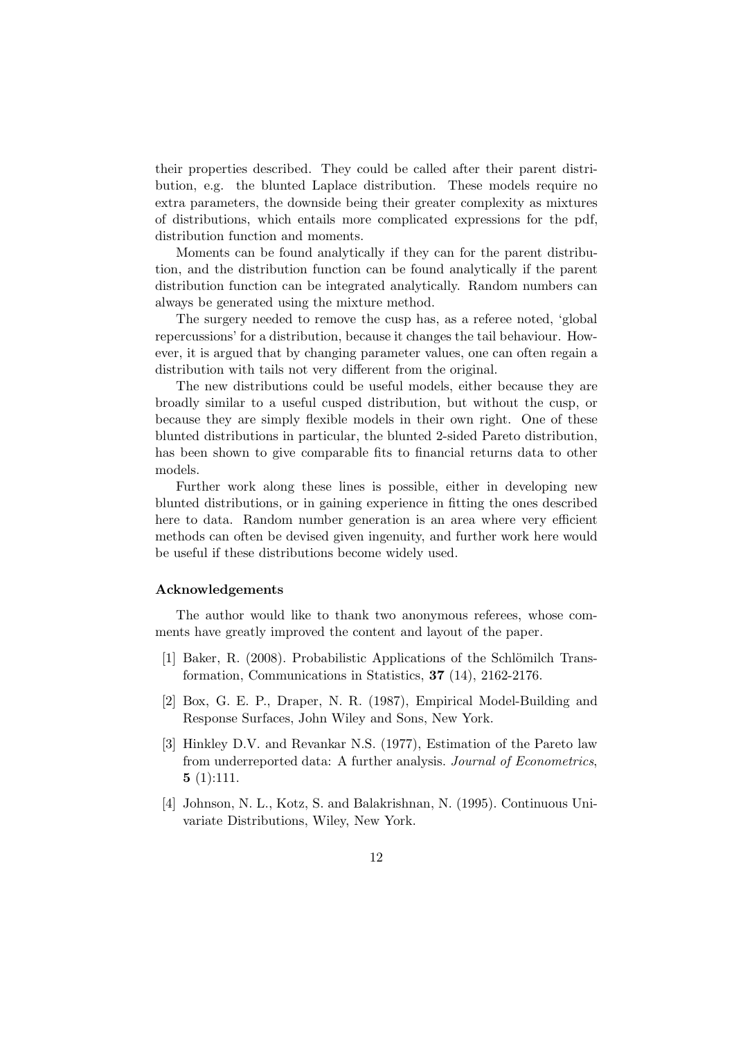their properties described. They could be called after their parent distribution, e.g. the blunted Laplace distribution. These models require no extra parameters, the downside being their greater complexity as mixtures of distributions, which entails more complicated expressions for the pdf, distribution function and moments.

Moments can be found analytically if they can for the parent distribution, and the distribution function can be found analytically if the parent distribution function can be integrated analytically. Random numbers can always be generated using the mixture method.

The surgery needed to remove the cusp has, as a referee noted, 'global repercussions' for a distribution, because it changes the tail behaviour. However, it is argued that by changing parameter values, one can often regain a distribution with tails not very different from the original.

The new distributions could be useful models, either because they are broadly similar to a useful cusped distribution, but without the cusp, or because they are simply flexible models in their own right. One of these blunted distributions in particular, the blunted 2-sided Pareto distribution, has been shown to give comparable fits to financial returns data to other models.

Further work along these lines is possible, either in developing new blunted distributions, or in gaining experience in fitting the ones described here to data. Random number generation is an area where very efficient methods can often be devised given ingenuity, and further work here would be useful if these distributions become widely used.

#### Acknowledgements

The author would like to thank two anonymous referees, whose comments have greatly improved the content and layout of the paper.

[1] Baker, R. (2008). Probabilistic Applications of the Schlömilch Transformation, Communications in Statistics, **37** (14), 2162-2176.

[2] Box, G. E. P., Draper, N. R. (1987), Empirical Model-Building and Response Surfaces, John Wiley and Sons, New York.

[3] Hinkley D.V. and Revankar N.S. (1977), Estimation of the Pareto law from underreported data: A further analysis. *Journal of Econometrics*, **5** (1):111.

[4] Johnson, N. L., Kotz, S. and Balakrishnan, N. (1995). Continuous Univariate Distributions, Wiley, New York.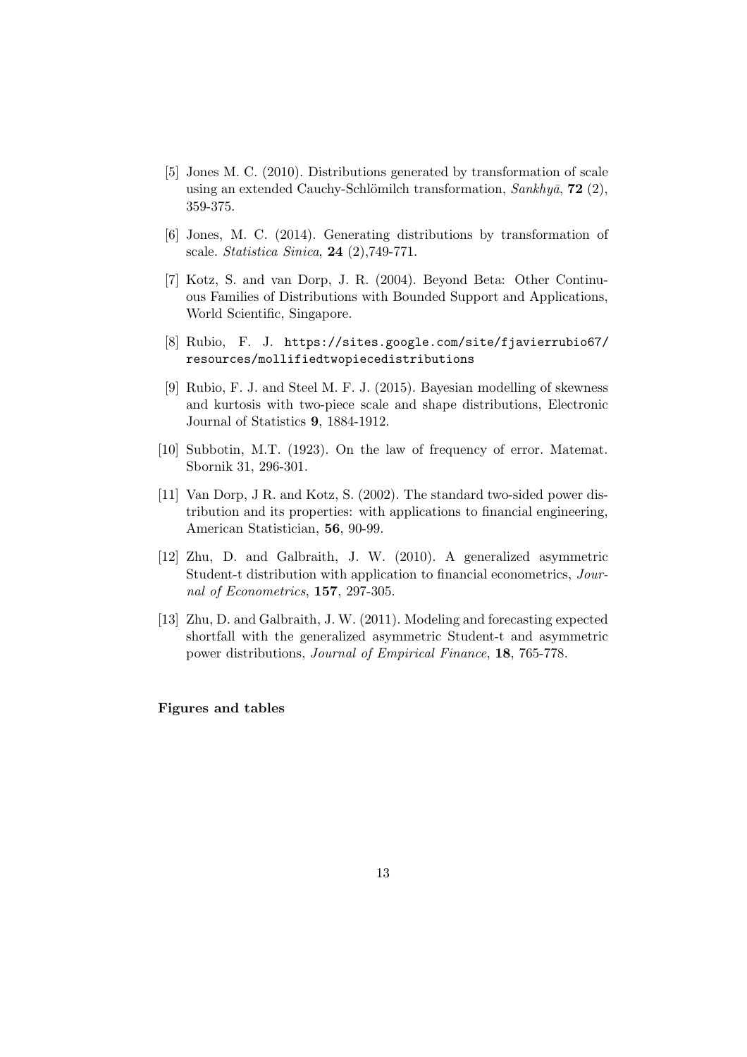[5] Jones M. C. (2010). Distributions generated by transformation of scale using an extended Cauchy-Schlömilch transformation, *Sankhyā*, **72** (2), 359-375.

[6] Jones, M. C. (2014). Generating distributions by transformation of scale. *Statistica Sinica*, **24** (2),749-771.

[7] Kotz, S. and van Dorp, J. R. (2004). Beyond Beta: Other Continuous Families of Distributions with Bounded Support and Applications, World Scientific, Singapore.

[8] Rubio, F. J. `https://sites.google.com/site/fjavierrubio67/resources/mollifiedtwopiecedistributions`

[9] Rubio, F. J. and Steel M. F. J. (2015). Bayesian modelling of skewness and kurtosis with two-piece scale and shape distributions, Electronic Journal of Statistics **9**, 1884-1912.

[10] Subbotin, M.T. (1923). On the law of frequency of error. Matemat. Sbornik 31, 296-301.

[11] Van Dorp, J R. and Kotz, S. (2002). The standard two-sided power distribution and its properties: with applications to financial engineering, American Statistician, **56**, 90-99.

[12] Zhu, D. and Galbraith, J. W. (2010). A generalized asymmetric Student-t distribution with application to financial econometrics, *Journal of Econometrics*, **157**, 297-305.

[13] Zhu, D. and Galbraith, J. W. (2011). Modeling and forecasting expected shortfall with the generalized asymmetric Student-t and asymmetric power distributions, *Journal of Empirical Finance*, **18**, 765-778.

**Figures and tables**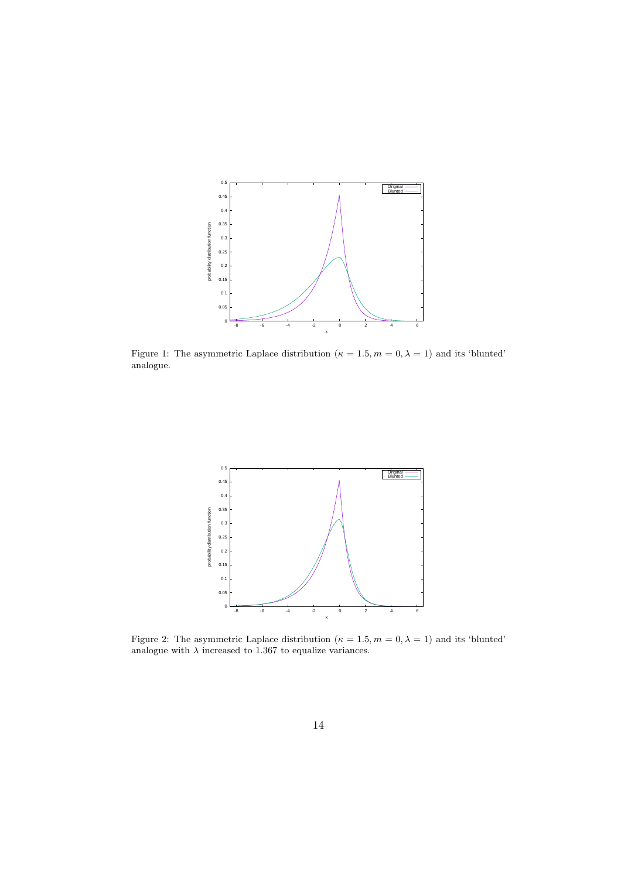0.5
0.45
0.4
0.35
0.3
0.25
0.2
0.15
0.1
0.05
0

probability distribution function

-8 -6 -4 -2 0 2 4 6

x

Original
Blunted

Figure 1: The asymmetric Laplace distribution ($\kappa = 1.5, m = 0, \lambda = 1$) and its 'blunted' analogue.

0.5
0.45
0.4
0.35
0.3
0.25
0.2
0.15
0.1
0.05
0

probability distribution function

-8 -6 -4 -2 0 2 4 6

x

Original
Blunted

Figure 2: The asymmetric Laplace distribution ($\kappa = 1.5, m = 0, \lambda = 1$) and its 'blunted' analogue with $\lambda$ increased to 1.367 to equalize variances.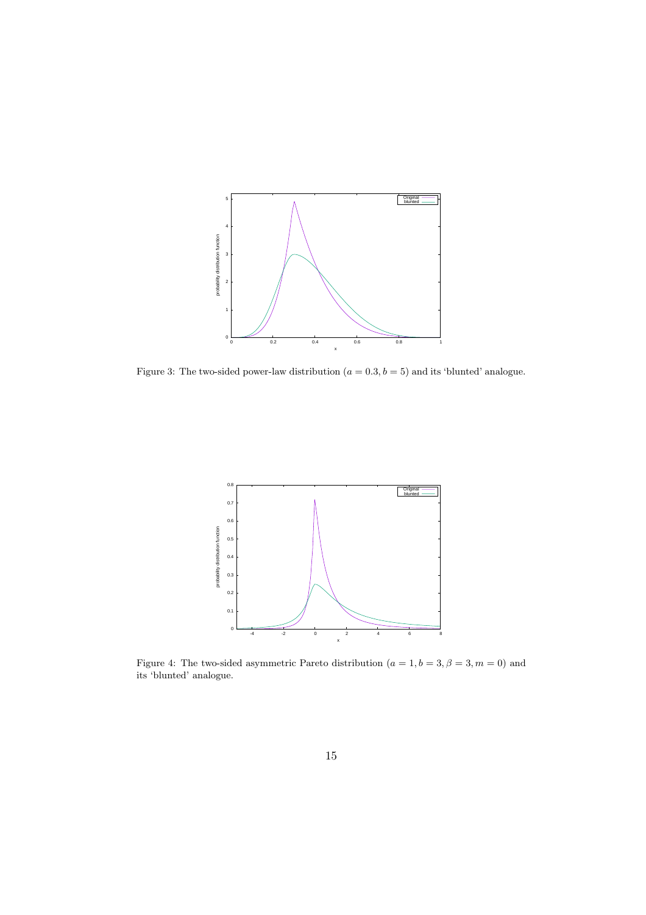probability distribution function

Original
blunted

5
4
3
2
1
0

0
0.2
0.4
0.6
0.8
1

x

Figure 3: The two-sided power-law distribution ($a = 0.3, b = 5$) and its 'blunted' analogue.

probability distribution function

Original
blunted

0.8
0.7
0.6
0.5
0.4
0.3
0.2
0.1
0

-4
-2
0
2
4
6
8

x

Figure 4: The two-sided asymmetric Pareto distribution ($a = 1, b = 3, \beta = 3, m = 0$) and its 'blunted' analogue.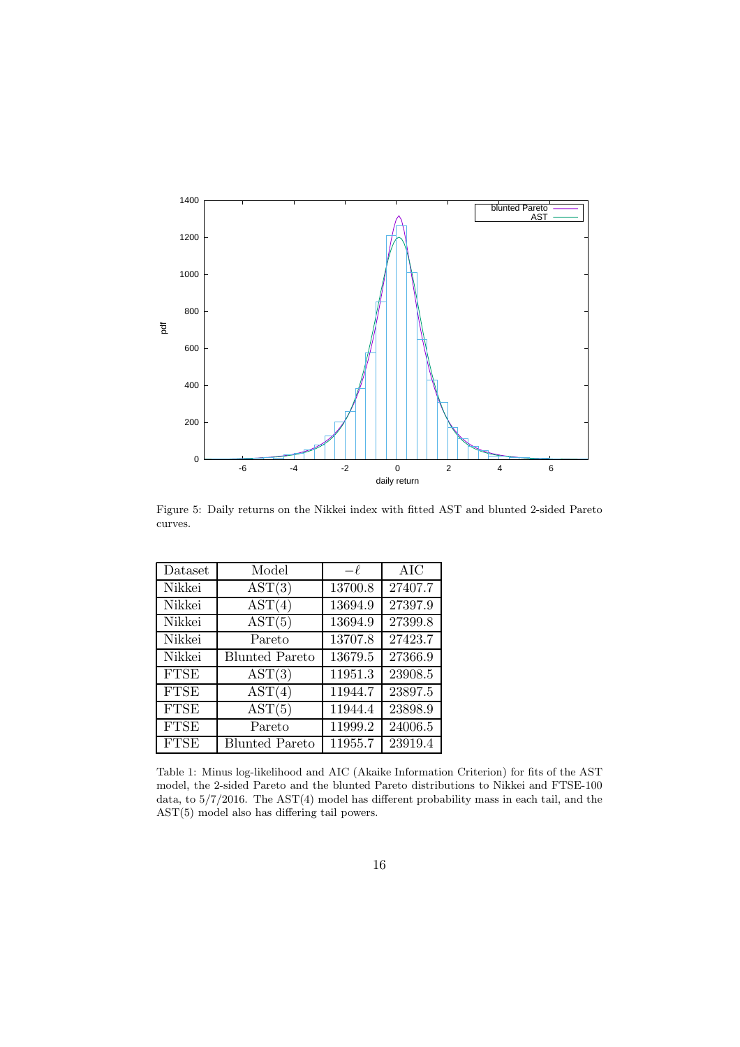1400

1200

1000

800

600

400

200

0

pdf

-6 -4 -2 0 2 4 6

daily return

blunted Pareto

AST

Figure 5: Daily returns on the Nikkei index with fitted AST and blunted 2-sided Pareto curves.

| Dataset | Model | $-\ell$ | AIC |
|---|---|---|---|
| Nikkei | AST(3) | 13700.8 | 27407.7 |
| Nikkei | AST(4) | 13694.9 | 27397.9 |
| Nikkei | AST(5) | 13694.9 | 27399.8 |
| Nikkei | Pareto | 13707.8 | 27423.7 |
| Nikkei | Blunted Pareto | 13679.5 | 27366.9 |
| FTSE | AST(3) | 11951.3 | 23908.5 |
| FTSE | AST(4) | 11944.7 | 23897.5 |
| FTSE | AST(5) | 11944.4 | 23898.9 |
| FTSE | Pareto | 11999.2 | 24006.5 |
| FTSE | Blunted Pareto | 11955.7 | 23919.4 |

Table 1: Minus log-likelihood and AIC (Akaike Information Criterion) for fits of the AST model, the 2-sided Pareto and the blunted Pareto distributions to Nikkei and FTSE-100 data, to 5/7/2016. The AST(4) model has different probability mass in each tail, and the AST(5) model also has differing tail powers.